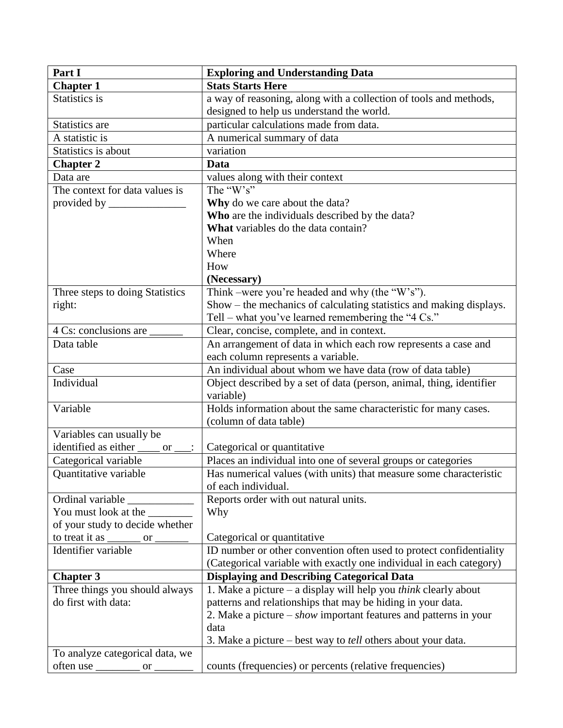| **Part I** | **Exploring and Understanding Data** |
| --- | --- |
| **Chapter 1** | **Stats Starts Here** |
| Statistics is | a way of reasoning, along with a collection of tools and methods, designed to help us understand the world. |
| Statistics are | particular calculations made from data. |
| A statistic is | A numerical summary of data |
| Statistics is about | variation |
| **Chapter 2** | **Data** |
| Data are | values along with their context |
| The context for data values is provided by ______________ | The "W's"<br>**Why** do we care about the data?<br>**Who** are the individuals described by the data?<br>**What** variables do the data contain?<br>When<br>Where<br>How<br>**(Necessary)** |
| Three steps to doing Statistics right: | Think –were you're headed and why (the "W's").<br>Show – the mechanics of calculating statistics and making displays.<br>Tell – what you've learned remembering the "4 Cs." |
| 4 Cs: conclusions are ______ | Clear, concise, complete, and in context. |
| Data table | An arrangement of data in which each row represents a case and each column represents a variable. |
| Case | An individual about whom we have data (row of data table) |
| Individual | Object described by a set of data (person, animal, thing, identifier variable) |
| Variable | Holds information about the same characteristic for many cases. (column of data table) |
| Variables can usually be identified as either ____ or ___: | Categorical or quantitative |
| Categorical variable | Places an individual into one of several groups or categories |
| Quantitative variable | Has numerical values (with units) that measure some characteristic of each individual. |
| Ordinal variable ____________<br>You must look at the ________ of your study to decide whether to treat it as ______ or ______ | Reports order with out natural units.<br>Why<br><br>Categorical or quantitative |
| Identifier variable | ID number or other convention often used to protect confidentiality (Categorical variable with exactly one individual in each category) |
| **Chapter 3** | **Displaying and Describing Categorical Data** |
| Three things you should always do first with data: | 1. Make a picture – a display will help you *think* clearly about patterns and relationships that may be hiding in your data.<br>2. Make a picture – *show* important features and patterns in your data<br>3. Make a picture – best way to *tell* others about your data. |
| To analyze categorical data, we often use ________ or _______ | counts (frequencies) or percents (relative frequencies) |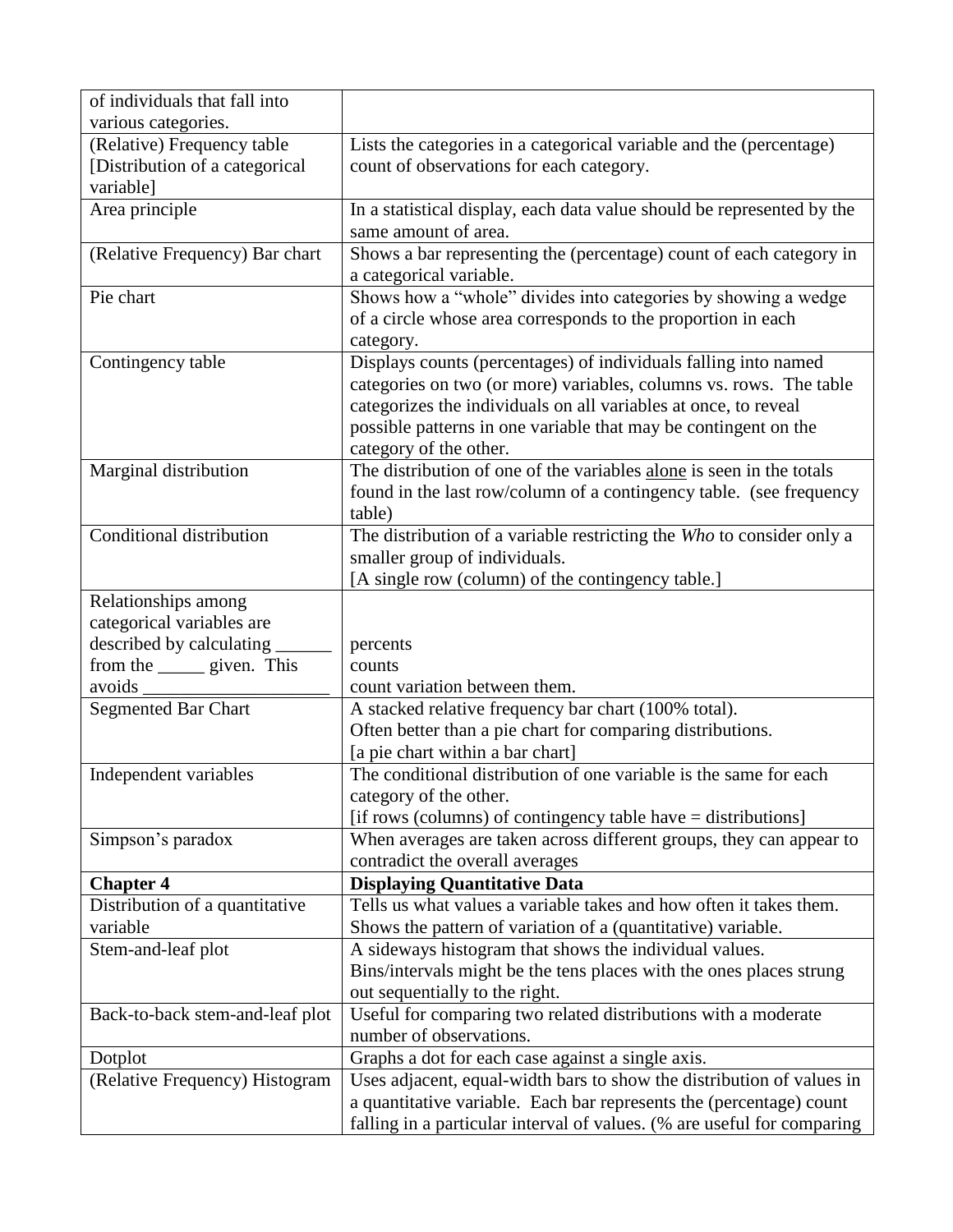| | |
|---|---|
| of individuals that fall into various categories. | |
| (Relative) Frequency table [Distribution of a categorical variable] | Lists the categories in a categorical variable and the (percentage) count of observations for each category. |
| Area principle | In a statistical display, each data value should be represented by the same amount of area. |
| (Relative Frequency) Bar chart | Shows a bar representing the (percentage) count of each category in a categorical variable. |
| Pie chart | Shows how a "whole" divides into categories by showing a wedge of a circle whose area corresponds to the proportion in each category. |
| Contingency table | Displays counts (percentages) of individuals falling into named categories on two (or more) variables, columns vs. rows. The table categorizes the individuals on all variables at once, to reveal possible patterns in one variable that may be contingent on the category of the other. |
| Marginal distribution | The distribution of one of the variables <u>alone</u> is seen in the totals found in the last row/column of a contingency table. (see frequency table) |
| Conditional distribution | The distribution of a variable restricting the *Who* to consider only a smaller group of individuals. [A single row (column) of the contingency table.] |
| Relationships among categorical variables are described by calculating ______ from the _____ given. This avoids ____________________ | percents<br>counts<br>count variation between them. |
| Segmented Bar Chart | A stacked relative frequency bar chart (100% total). Often better than a pie chart for comparing distributions. [a pie chart within a bar chart] |
| Independent variables | The conditional distribution of one variable is the same for each category of the other. [if rows (columns) of contingency table have = distributions] |
| Simpson's paradox | When averages are taken across different groups, they can appear to contradict the overall averages |
| **Chapter 4** | **Displaying Quantitative Data** |
| Distribution of a quantitative variable | Tells us what values a variable takes and how often it takes them. Shows the pattern of variation of a (quantitative) variable. |
| Stem-and-leaf plot | A sideways histogram that shows the individual values. Bins/intervals might be the tens places with the ones places strung out sequentially to the right. |
| Back-to-back stem-and-leaf plot | Useful for comparing two related distributions with a moderate number of observations. |
| Dotplot | Graphs a dot for each case against a single axis. |
| (Relative Frequency) Histogram | Uses adjacent, equal-width bars to show the distribution of values in a quantitative variable. Each bar represents the (percentage) count falling in a particular interval of values. (% are useful for comparing |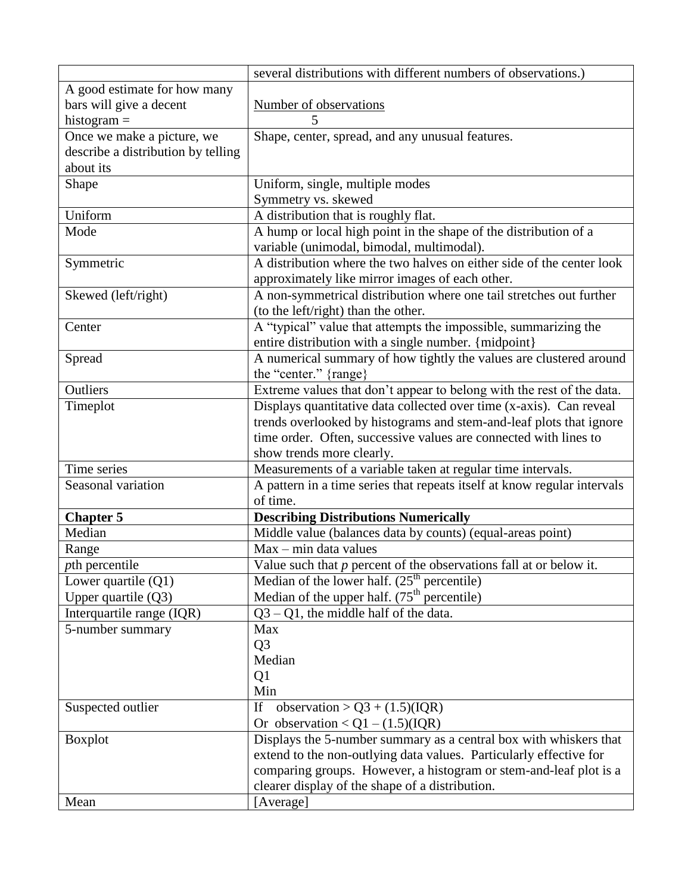| | |
|---|---|
| | several distributions with different numbers of observations.) |
| A good estimate for how many bars will give a decent histogram = | $\frac{\text{Number of observations}}{5}$ |
| Once we make a picture, we describe a distribution by telling about its | Shape, center, spread, and any unusual features. |
| Shape | Uniform, single, multiple modes<br>Symmetry vs. skewed |
| Uniform | A distribution that is roughly flat. |
| Mode | A hump or local high point in the shape of the distribution of a variable (unimodal, bimodal, multimodal). |
| Symmetric | A distribution where the two halves on either side of the center look approximately like mirror images of each other. |
| Skewed (left/right) | A non-symmetrical distribution where one tail stretches out further (to the left/right) than the other. |
| Center | A "typical" value that attempts the impossible, summarizing the entire distribution with a single number. {midpoint} |
| Spread | A numerical summary of how tightly the values are clustered around the "center." {range} |
| Outliers | Extreme values that don't appear to belong with the rest of the data. |
| Timeplot | Displays quantitative data collected over time (x-axis). Can reveal trends overlooked by histograms and stem-and-leaf plots that ignore time order. Often, successive values are connected with lines to show trends more clearly. |
| Time series | Measurements of a variable taken at regular time intervals. |
| Seasonal variation | A pattern in a time series that repeats itself at know regular intervals of time. |
| **Chapter 5** | **Describing Distributions Numerically** |
| Median | Middle value (balances data by counts) (equal-areas point) |
| Range | Max – min data values |
| *p*th percentile | Value such that *p* percent of the observations fall at or below it. |
| Lower quartile (Q1)<br>Upper quartile (Q3) | Median of the lower half. (25th percentile)<br>Median of the upper half. (75th percentile) |
| Interquartile range (IQR) | Q3 – Q1, the middle half of the data. |
| 5-number summary | Max<br>Q3<br>Median<br>Q1<br>Min |
| Suspected outlier | If observation > Q3 + (1.5)(IQR)<br>Or observation < Q1 – (1.5)(IQR) |
| Boxplot | Displays the 5-number summary as a central box with whiskers that extend to the non-outlying data values. Particularly effective for comparing groups. However, a histogram or stem-and-leaf plot is a clearer display of the shape of a distribution. |
| Mean | [Average] |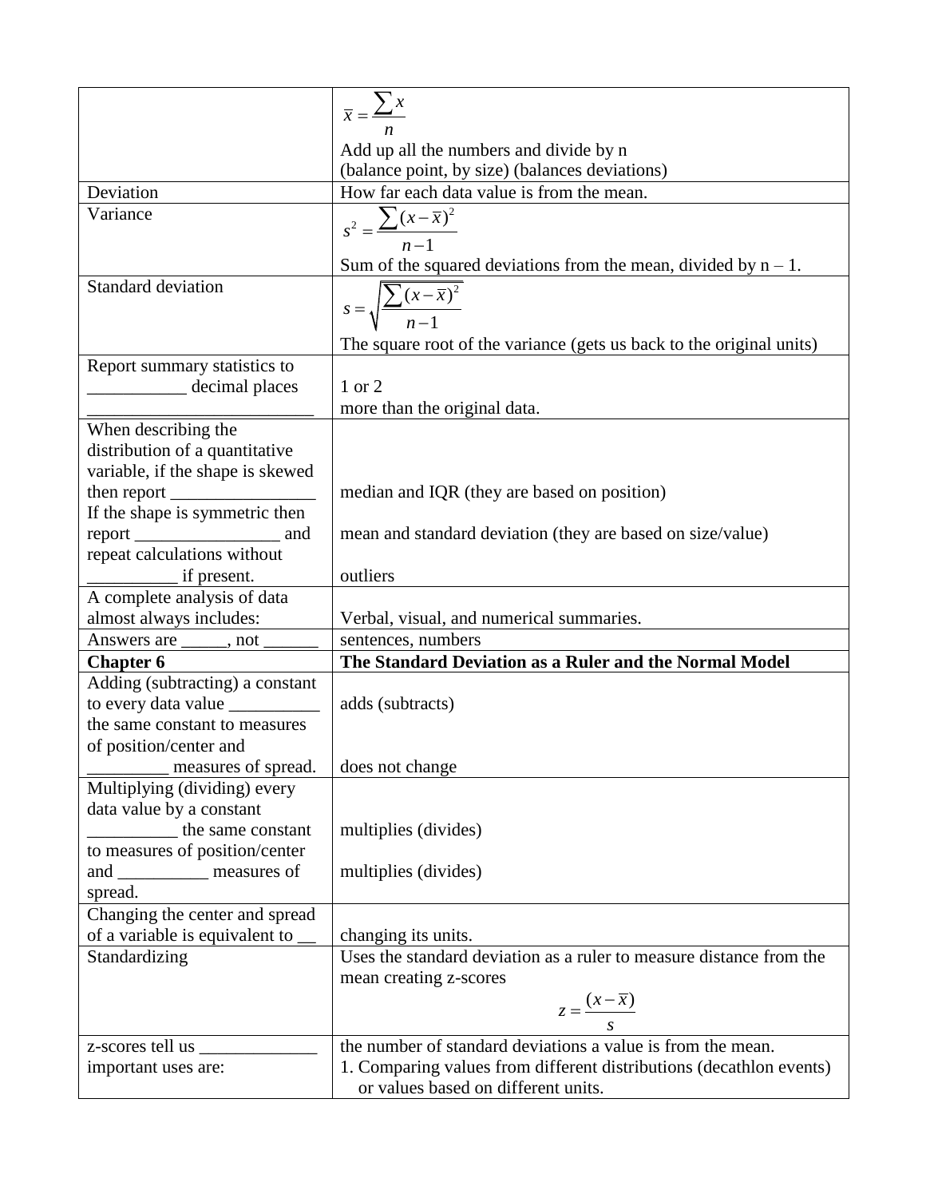| | |
|---|---|
| | $\bar{x} = \frac{\sum x}{n}$<br>Add up all the numbers and divide by n<br>(balance point, by size) (balances deviations) |
| Deviation | How far each data value is from the mean. |
| Variance | $s^2 = \frac{\sum (x - \bar{x})^2}{n-1}$<br>Sum of the squared deviations from the mean, divided by n – 1. |
| Standard deviation | $s = \sqrt{\frac{\sum (x - \bar{x})^2}{n-1}}$<br>The square root of the variance (gets us back to the original units) |
| Report summary statistics to ___________ decimal places _________________________ | 1 or 2<br>more than the original data. |
| When describing the distribution of a quantitative variable, if the shape is skewed then report ________________<br>If the shape is symmetric then report ________________ and repeat calculations without __________ if present. | median and IQR (they are based on position)<br><br>mean and standard deviation (they are based on size/value)<br><br>outliers |
| A complete analysis of data almost always includes: | Verbal, visual, and numerical summaries. |
| Answers are _____, not ______ | sentences, numbers |
| **Chapter 6** | **The Standard Deviation as a Ruler and the Normal Model** |
| Adding (subtracting) a constant to every data value __________ the same constant to measures of position/center and _________ measures of spread. | adds (subtracts)<br><br>does not change |
| Multiplying (dividing) every data value by a constant __________ the same constant to measures of position/center and __________ measures of spread. | multiplies (divides)<br><br>multiplies (divides) |
| Changing the center and spread of a variable is equivalent to __ | changing its units. |
| Standardizing | Uses the standard deviation as a ruler to measure distance from the mean creating z-scores<br>$z = \frac{(x - \bar{x})}{s}$ |
| z-scores tell us _____________<br>important uses are: | the number of standard deviations a value is from the mean.<br>1. Comparing values from different distributions (decathlon events) or values based on different units. |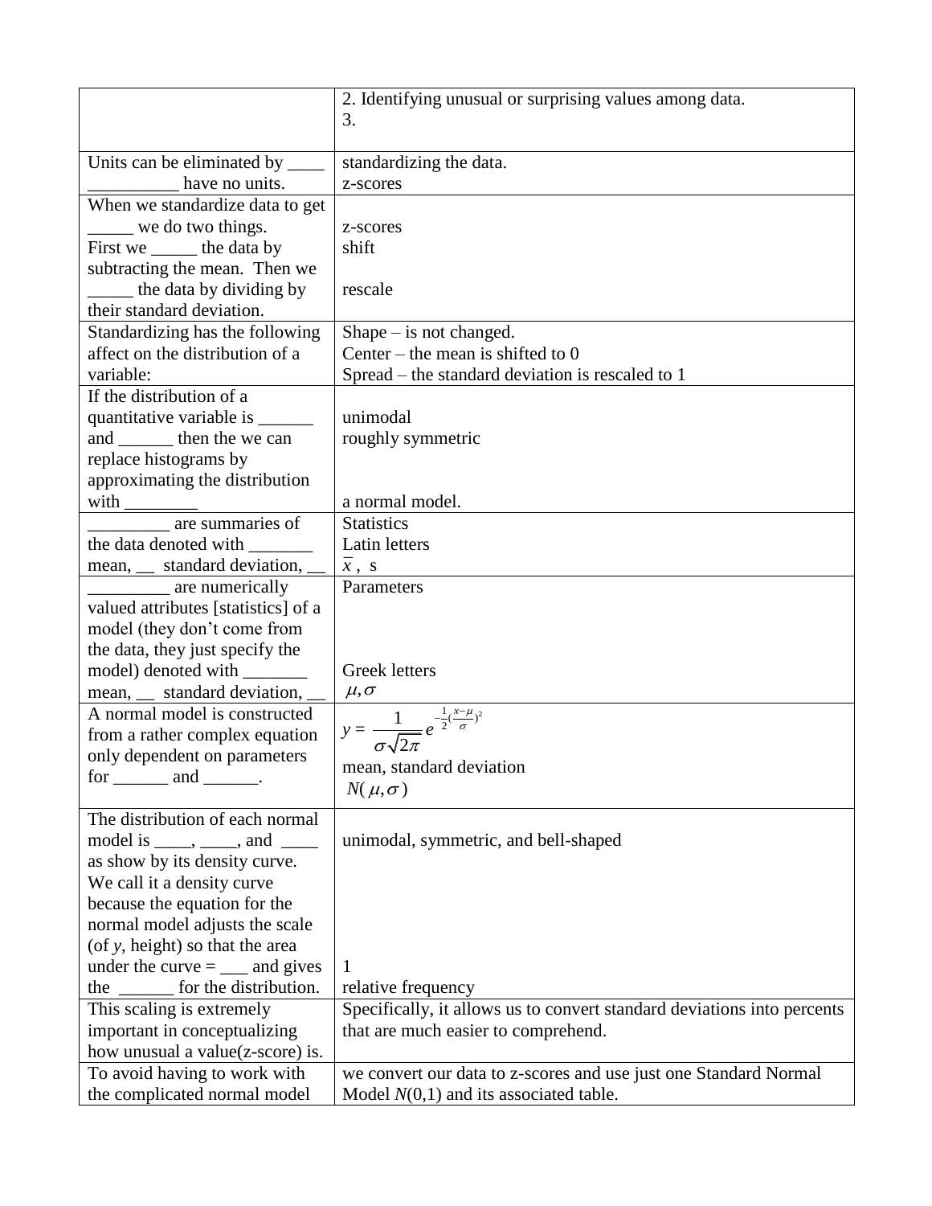| | |
|---|---|
| | 2. Identifying unusual or surprising values among data.<br>3. |
| Units can be eliminated by ____ __________ have no units. | standardizing the data.<br>z-scores |
| When we standardize data to get _____ we do two things. First we _____ the data by subtracting the mean. Then we _____ the data by dividing by their standard deviation. | z-scores<br>shift<br><br>rescale |
| Standardizing has the following affect on the distribution of a variable: | Shape – is not changed.<br>Center – the mean is shifted to 0<br>Spread – the standard deviation is rescaled to 1 |
| If the distribution of a quantitative variable is ______ and ______ then the we can replace histograms by approximating the distribution with ________ | unimodal<br>roughly symmetric<br><br><br>a normal model. |
| _________ are summaries of the data denoted with _______ mean, __ standard deviation, __ | Statistics<br>Latin letters<br>$\bar{x}$ , s |
| _________ are numerically valued attributes [statistics] of a model (they don't come from the data, they just specify the model) denoted with _______ mean, __ standard deviation, __ | Parameters<br><br><br><br>Greek letters<br>$\mu, \sigma$ |
| A normal model is constructed from a rather complex equation only dependent on parameters for ______ and ______. | $y = \frac{1}{\sigma\sqrt{2\pi}} e^{-\frac{1}{2}(\frac{x-\mu}{\sigma})^2}$<br>mean, standard deviation<br>$N(\mu, \sigma)$ |
| The distribution of each normal model is ____, ____, and ____ as show by its density curve. We call it a density curve because the equation for the normal model adjusts the scale (of *y*, height) so that the area under the curve = ___ and gives the ______ for the distribution. | unimodal, symmetric, and bell-shaped<br><br><br><br><br><br>1<br>relative frequency |
| This scaling is extremely important in conceptualizing how unusual a value(z-score) is. | Specifically, it allows us to convert standard deviations into percents that are much easier to comprehend. |
| To avoid having to work with the complicated normal model | we convert our data to z-scores and use just one Standard Normal Model $N(0,1)$ and its associated table. |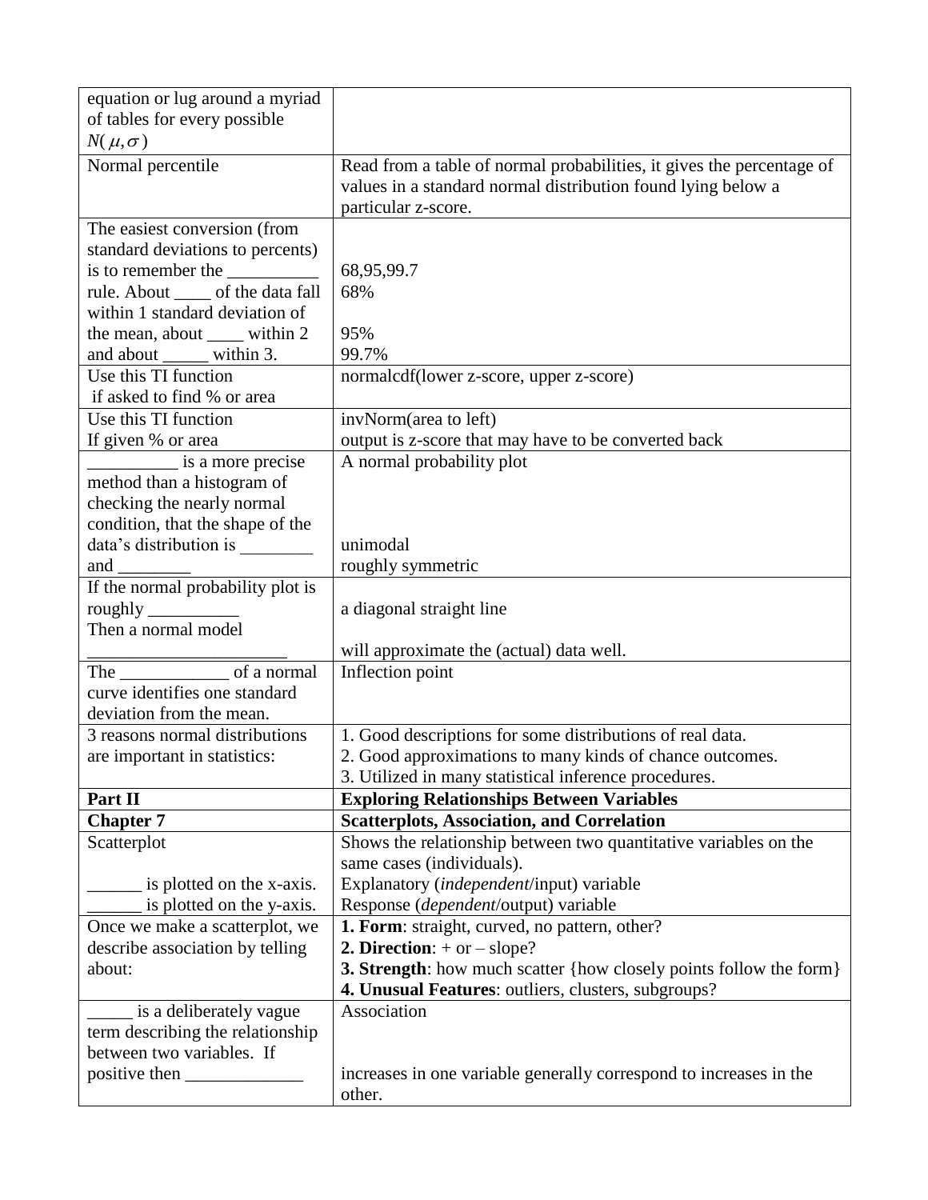| | |
|---|---|
| equation or lug around a myriad of tables for every possible $N(\mu,\sigma)$ | |
| Normal percentile | Read from a table of normal probabilities, it gives the percentage of values in a standard normal distribution found lying below a particular z-score. |
| The easiest conversion (from standard deviations to percents) is to remember the __________ rule. About ____ of the data fall within 1 standard deviation of the mean, about ____ within 2 and about _____ within 3. | 68,95,99.7<br>68%<br><br>95%<br>99.7% |
| Use this TI function if asked to find % or area | normalcdf(lower z-score, upper z-score) |
| Use this TI function If given % or area | invNorm(area to left)<br>output is z-score that may have to be converted back |
| _________ is a more precise method than a histogram of checking the nearly normal condition, that the shape of the data's distribution is ________ and ________ | A normal probability plot<br><br><br><br>unimodal<br>roughly symmetric |
| If the normal probability plot is roughly __________ Then a normal model ______________________ | a diagonal straight line<br><br>will approximate the (actual) data well. |
| The ____________ of a normal curve identifies one standard deviation from the mean. | Inflection point |
| 3 reasons normal distributions are important in statistics: | 1. Good descriptions for some distributions of real data.<br>2. Good approximations to many kinds of chance outcomes.<br>3. Utilized in many statistical inference procedures. |
| **Part II** | **Exploring Relationships Between Variables** |
| **Chapter 7** | **Scatterplots, Association, and Correlation** |
| Scatterplot<br><br>______ is plotted on the x-axis.<br>______ is plotted on the y-axis. | Shows the relationship between two quantitative variables on the same cases (individuals).<br>Explanatory (*independent*/input) variable<br>Response (*dependent*/output) variable |
| Once we make a scatterplot, we describe association by telling about: | **1. Form**: straight, curved, no pattern, other?<br>**2. Direction**: + or – slope?<br>**3. Strength**: how much scatter {how closely points follow the form}<br>**4. Unusual Features**: outliers, clusters, subgroups? |
| _____ is a deliberately vague term describing the relationship between two variables. If positive then _____________ | Association<br><br><br>increases in one variable generally correspond to increases in the other. |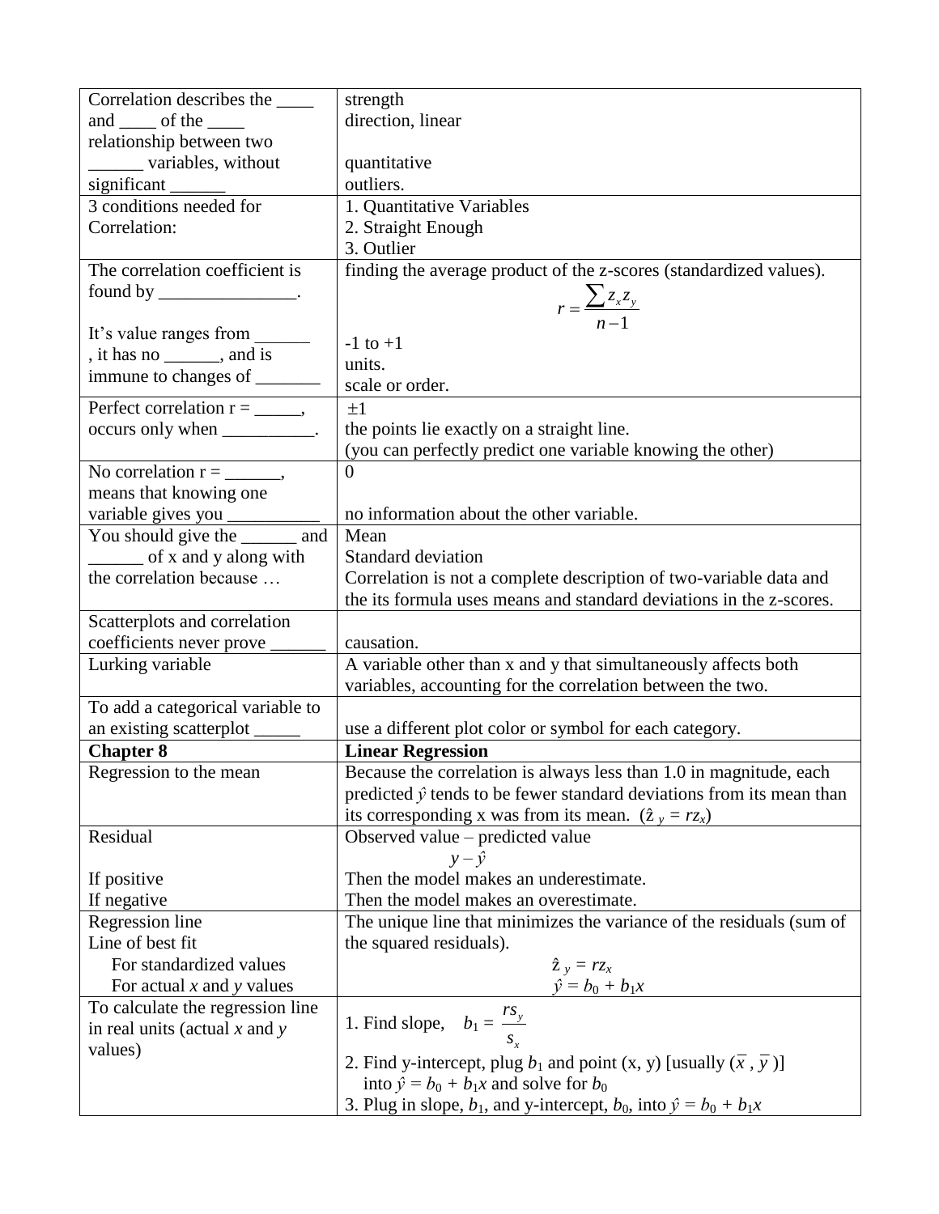| | |
|---|---|
| Correction describes the ____ and ____ of the ____ relationship between two ______ variables, without significant ______ | strength<br>direction, linear<br><br>quantitative<br>outliers. |
| 3 conditions needed for Correlation: | 1. Quantitative Variables<br>2. Straight Enough<br>3. Outlier |
| The correlation coefficient is found by _______________.<br><br>It's value ranges from ______ , it has no ______, and is immune to changes of _______ | finding the average product of the z-scores (standardized values).<br>$r = \dfrac{\sum z_x z_y}{n-1}$<br>-1 to +1<br>units.<br>scale or order. |
| Perfect correlation r = _____, occurs only when __________. | $\pm 1$<br>the points lie exactly on a straight line.<br>(you can perfectly predict one variable knowing the other) |
| No correlation r = ______, means that knowing one variable gives you __________ | 0<br><br>no information about the other variable. |
| You should give the ______ and ______ of x and y along with the correlation because … | Mean<br>Standard deviation<br>Correlation is not a complete description of two-variable data and the its formula uses means and standard deviations in the z-scores. |
| Scatterplots and correlation coefficients never prove ______ | causation. |
| Lurking variable | A variable other than x and y that simultaneously affects both variables, accounting for the correlation between the two. |
| To add a categorical variable to an existing scatterplot _____ | use a different plot color or symbol for each category. |
| **Chapter 8** | **Linear Regression** |
| Regression to the mean | Because the correlation is always less than 1.0 in magnitude, each predicted $\hat{y}$ tends to be fewer standard deviations from its mean than its corresponding x was from its mean. ($\hat{z}_y = rz_x$) |
| Residual<br><br>If positive<br>If negative | Observed value – predicted value<br>$y - \hat{y}$<br>Then the model makes an underestimate.<br>Then the model makes an overestimate. |
| Regression line<br>Line of best fit<br>For standardized values<br>For actual *x* and *y* values | The unique line that minimizes the variance of the residuals (sum of the squared residuals).<br>$\hat{z}_y = rz_x$<br>$\hat{y} = b_0 + b_1 x$ |
| To calculate the regression line in real units (actual *x* and *y* values) | 1. Find slope, $b_1 = \dfrac{rs_y}{s_x}$<br>2. Find y-intercept, plug $b_1$ and point (x, y) [usually $(\bar{x}, \bar{y})$] into $\hat{y} = b_0 + b_1 x$ and solve for $b_0$<br>3. Plug in slope, $b_1$, and y-intercept, $b_0$, into $\hat{y} = b_0 + b_1 x$ |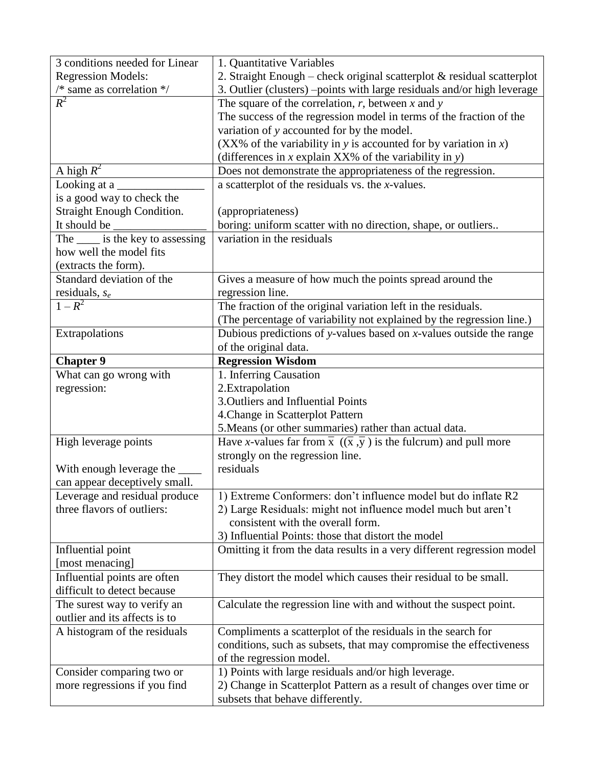| | |
|---|---|
| 3 conditions needed for Linear Regression Models:<br>/* same as correlation */ | 1. Quantitative Variables<br>2. Straight Enough – check original scatterplot & residual scatterplot<br>3. Outlier (clusters) –points with large residuals and/or high leverage |
| $R^2$ | The square of the correlation, $r$, between $x$ and $y$<br>The success of the regression model in terms of the fraction of the variation of $y$ accounted for by the model.<br>(XX% of the variability in $y$ is accounted for by variation in $x$)<br>(differences in $x$ explain XX% of the variability in $y$) |
| A high $R^2$ | Does not demonstrate the appropriateness of the regression. |
| Looking at a _______________ is a good way to check the Straight Enough Condition.<br>It should be _______________ | a scatterplot of the residuals vs. the $x$-values.<br><br>(appropriateness)<br>boring: uniform scatter with no direction, shape, or outliers.. |
| The ____ is the key to assessing how well the model fits (extracts the form). | variation in the residuals |
| Standard deviation of the residuals, $s_e$ | Gives a measure of how much the points spread around the regression line. |
| $1 - R^2$ | The fraction of the original variation left in the residuals.<br>(The percentage of variability not explained by the regression line.) |
| Extrapolations | Dubious predictions of $y$-values based on $x$-values outside the range of the original data. |
| **Chapter 9** | **Regression Wisdom** |
| What can go wrong with regression: | 1. Inferring Causation<br>2.Extrapolation<br>3.Outliers and Influential Points<br>4.Change in Scatterplot Pattern<br>5.Means (or other summaries) rather than actual data. |
| High leverage points<br><br>With enough leverage the ____ can appear deceptively small. | Have $x$-values far from $\bar{x}$ (($\bar{x}$, $\bar{y}$) is the fulcrum) and pull more strongly on the regression line.<br>residuals |
| Leverage and residual produce three flavors of outliers: | 1) Extreme Conformers: don't influence model but do inflate R2<br>2) Large Residuals: might not influence model much but aren't consistent with the overall form.<br>3) Influential Points: those that distort the model |
| Influential point<br>[most menacing] | Omitting it from the data results in a very different regression model |
| Influential points are often difficult to detect because | They distort the model which causes their residual to be small. |
| The surest way to verify an outlier and its affects is to | Calculate the regression line with and without the suspect point. |
| A histogram of the residuals | Compliments a scatterplot of the residuals in the search for conditions, such as subsets, that may compromise the effectiveness of the regression model. |
| Consider comparing two or more regressions if you find | 1) Points with large residuals and/or high leverage.<br>2) Change in Scatterplot Pattern as a result of changes over time or subsets that behave differently. |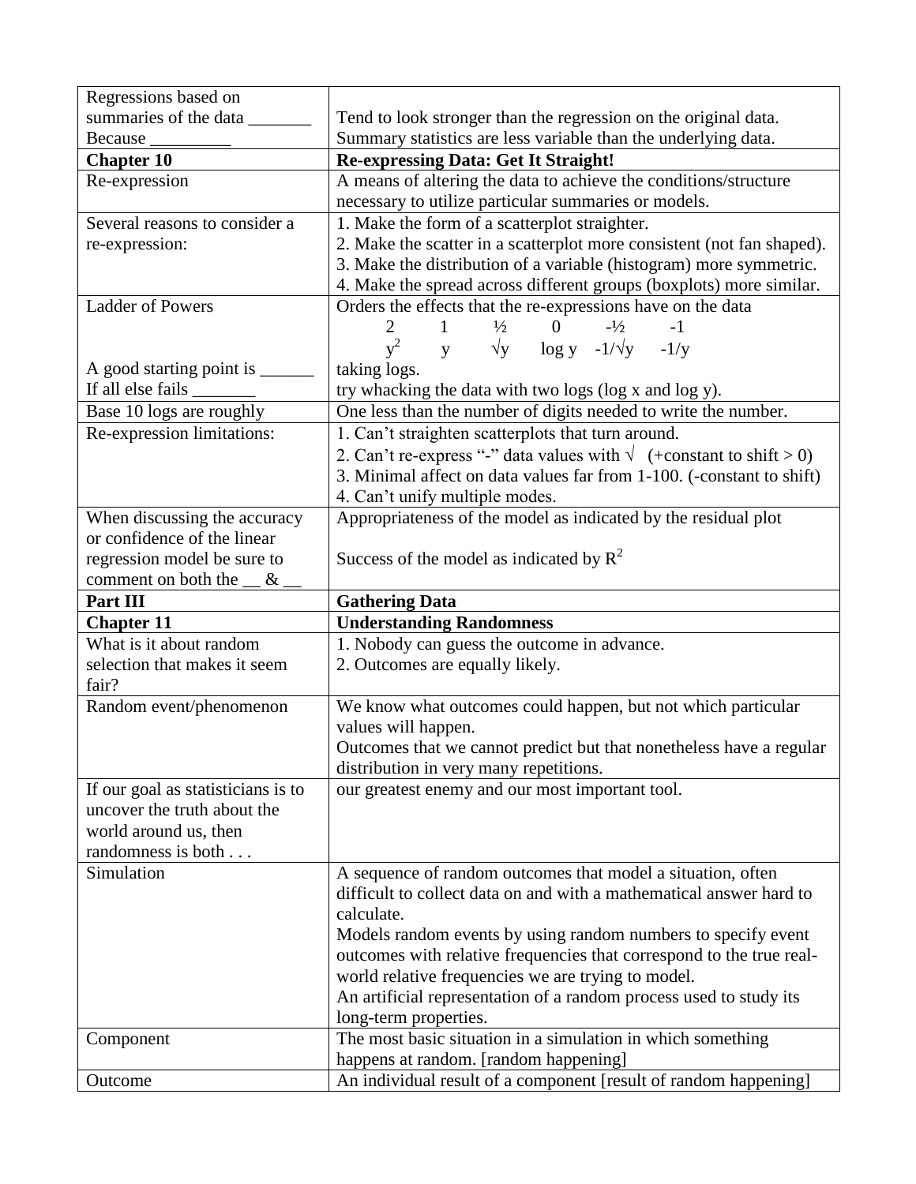| | |
|---|---|
| Regressions based on summaries of the data _______ Because _________ | Tend to look stronger than the regression on the original data. Summary statistics are less variable than the underlying data. |
| **Chapter 10** | **Re-expressing Data: Get It Straight!** |
| Re-expression | A means of altering the data to achieve the conditions/structure necessary to utilize particular summaries or models. |
| Several reasons to consider a re-expression: | 1. Make the form of a scatterplot straighter.<br>2. Make the scatter in a scatterplot more consistent (not fan shaped).<br>3. Make the distribution of a variable (histogram) more symmetric.<br>4. Make the spread across different groups (boxplots) more similar. |
| Ladder of Powers<br><br><br>A good starting point is ______<br>If all else fails _______ | Orders the effects that the re-expressions have on the data<br>2 1 ½ 0 -½ -1<br>$y^2$ y √y log y -1/√y -1/y<br>taking logs.<br>try whacking the data with two logs (log x and log y). |
| Base 10 logs are roughly | One less than the number of digits needed to write the number. |
| Re-expression limitations: | 1. Can't straighten scatterplots that turn around.<br>2. Can't re-express "-" data values with √ (+constant to shift > 0)<br>3. Minimal affect on data values far from 1-100. (-constant to shift)<br>4. Can't unify multiple modes. |
| When discussing the accuracy or confidence of the linear regression model be sure to comment on both the __ & __ | Appropriateness of the model as indicated by the residual plot<br><br>Success of the model as indicated by $R^2$ |
| **Part III** | **Gathering Data** |
| **Chapter 11** | **Understanding Randomness** |
| What is it about random selection that makes it seem fair? | 1. Nobody can guess the outcome in advance.<br>2. Outcomes are equally likely. |
| Random event/phenomenon | We know what outcomes could happen, but not which particular values will happen.<br>Outcomes that we cannot predict but that nonetheless have a regular distribution in very many repetitions. |
| If our goal as statisticians is to uncover the truth about the world around us, then randomness is both . . . | our greatest enemy and our most important tool. |
| Simulation | A sequence of random outcomes that model a situation, often difficult to collect data on and with a mathematical answer hard to calculate.<br>Models random events by using random numbers to specify event outcomes with relative frequencies that correspond to the true real-world relative frequencies we are trying to model.<br>An artificial representation of a random process used to study its long-term properties. |
| Component | The most basic situation in a simulation in which something happens at random. [random happening] |
| Outcome | An individual result of a component [result of random happening] |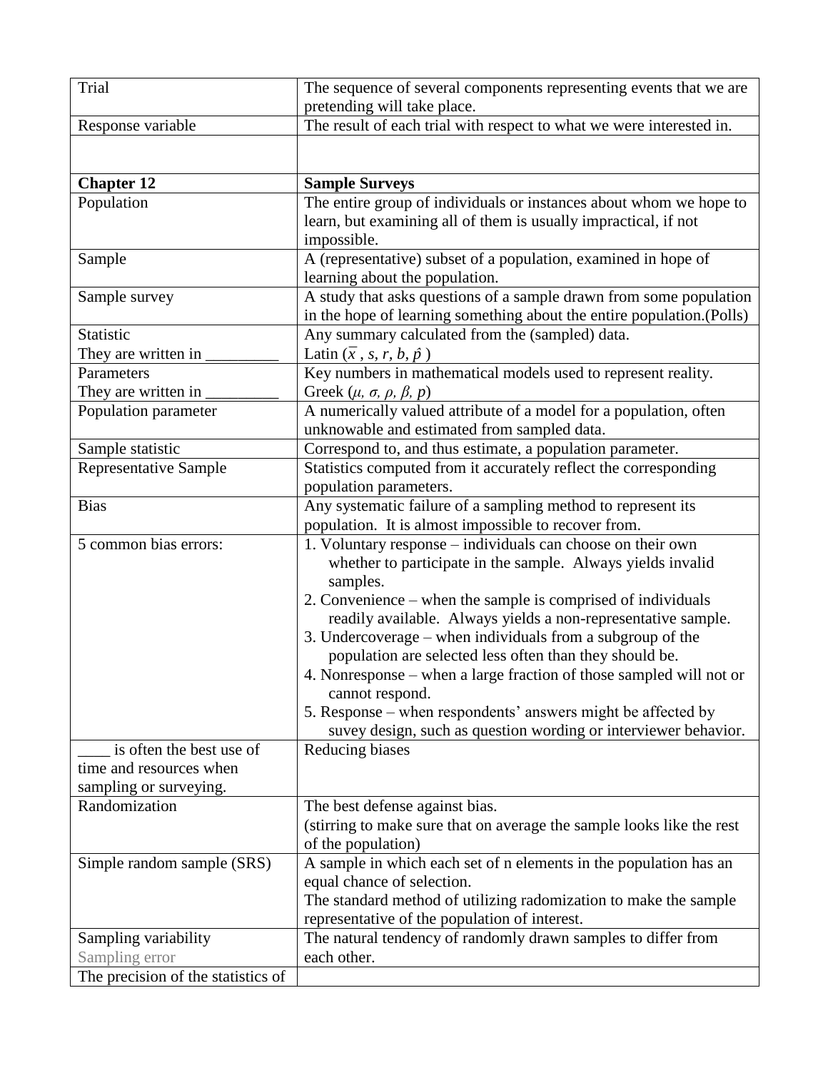| | |
|---|---|
| Trial | The sequence of several components representing events that we are pretending will take place. |
| Response variable | The result of each trial with respect to what we were interested in. |
| | |
| **Chapter 12** | **Sample Surveys** |
| Population | The entire group of individuals or instances about whom we hope to learn, but examining all of them is usually impractical, if not impossible. |
| Sample | A (representative) subset of a population, examined in hope of learning about the population. |
| Sample survey | A study that asks questions of a sample drawn from some population in the hope of learning something about the entire population.(Polls) |
| Statistic<br>They are written in _________ | Any summary calculated from the (sampled) data.<br>Latin ($\bar{x}$ , $s$, $r$, $b$, $\hat{p}$ ) |
| Parameters<br>They are written in _________ | Key numbers in mathematical models used to represent reality.<br>Greek ($\mu$, $\sigma$, $\rho$, $\beta$, $p$) |
| Population parameter | A numerically valued attribute of a model for a population, often unknowable and estimated from sampled data. |
| Sample statistic | Correspond to, and thus estimate, a population parameter. |
| Representative Sample | Statistics computed from it accurately reflect the corresponding population parameters. |
| Bias | Any systematic failure of a sampling method to represent its population. It is almost impossible to recover from. |
| 5 common bias errors: | 1. Voluntary response – individuals can choose on their own whether to participate in the sample. Always yields invalid samples.<br>2. Convenience – when the sample is comprised of individuals readily available. Always yields a non-representative sample.<br>3. Undercoverage – when individuals from a subgroup of the population are selected less often than they should be.<br>4. Nonresponse – when a large fraction of those sampled will not or cannot respond.<br>5. Response – when respondents' answers might be affected by suvey design, such as question wording or interviewer behavior. |
| ____ is often the best use of time and resources when sampling or surveying. | Reducing biases |
| Randomization | The best defense against bias.<br>(stirring to make sure that on average the sample looks like the rest of the population) |
| Simple random sample (SRS) | A sample in which each set of n elements in the population has an equal chance of selection.<br>The standard method of utilizing radomization to make the sample representative of the population of interest. |
| Sampling variability<br>Sampling error | The natural tendency of randomly drawn samples to differ from each other. |
| The precision of the statistics of | |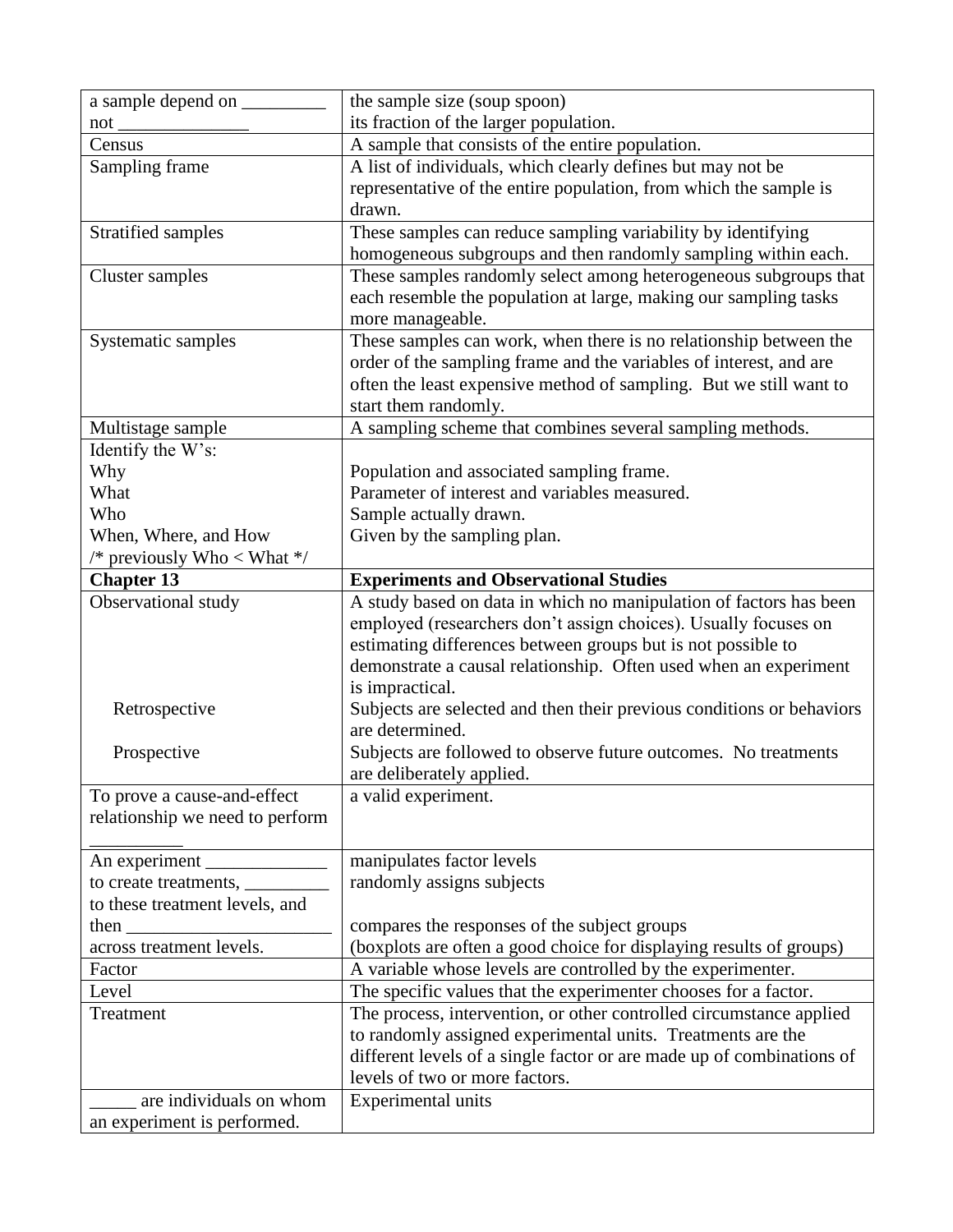| | |
|---|---|
| a sample depend on _________ not ______________ | the sample size (soup spoon) its fraction of the larger population. |
| Census | A sample that consists of the entire population. |
| Sampling frame | A list of individuals, which clearly defines but may not be representative of the entire population, from which the sample is drawn. |
| Stratified samples | These samples can reduce sampling variability by identifying homogeneous subgroups and then randomly sampling within each. |
| Cluster samples | These samples randomly select among heterogeneous subgroups that each resemble the population at large, making our sampling tasks more manageable. |
| Systematic samples | These samples can work, when there is no relationship between the order of the sampling frame and the variables of interest, and are often the least expensive method of sampling. But we still want to start them randomly. |
| Multistage sample | A sampling scheme that combines several sampling methods. |
| Identify the W's:<br>Why<br>What<br>Who<br>When, Where, and How<br>/* previously Who < What */ | <br>Population and associated sampling frame.<br>Parameter of interest and variables measured.<br>Sample actually drawn.<br>Given by the sampling plan. |
| **Chapter 13** | **Experiments and Observational Studies** |
| Observational study<br><br><br><br><br>Retrospective<br><br>Prospective | A study based on data in which no manipulation of factors has been employed (researchers don't assign choices). Usually focuses on estimating differences between groups but is not possible to demonstrate a causal relationship. Often used when an experiment is impractical.<br>Subjects are selected and then their previous conditions or behaviors are determined.<br>Subjects are followed to observe future outcomes. No treatments are deliberately applied. |
| To prove a cause-and-effect relationship we need to perform __________ | a valid experiment. |
| An experiment _____________ to create treatments, _________ to these treatment levels, and then ______________________ across treatment levels. | manipulates factor levels<br>randomly assigns subjects<br><br>compares the responses of the subject groups<br>(boxplots are often a good choice for displaying results of groups) |
| Factor | A variable whose levels are controlled by the experimenter. |
| Level | The specific values that the experimenter chooses for a factor. |
| Treatment | The process, intervention, or other controlled circumstance applied to randomly assigned experimental units. Treatments are the different levels of a single factor or are made up of combinations of levels of two or more factors. |
| _____ are individuals on whom an experiment is performed. | Experimental units |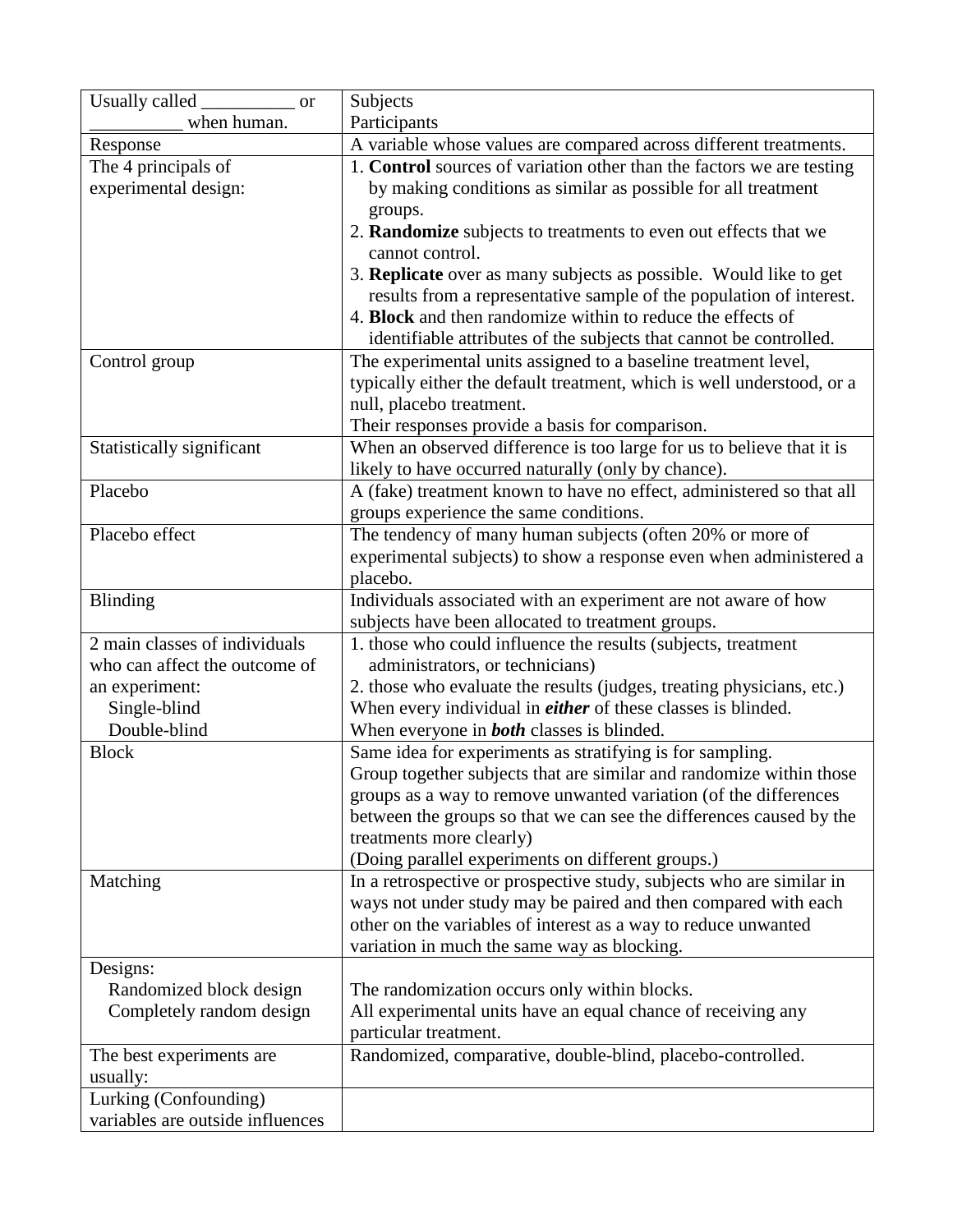| Usually called __________ or __________ when human. | Subjects<br>Participants |
|---|---|
| Response | A variable whose values are compared across different treatments. |
| The 4 principals of experimental design: | 1. **Control** sources of variation other than the factors we are testing by making conditions as similar as possible for all treatment groups.<br>2. **Randomize** subjects to treatments to even out effects that we cannot control.<br>3. **Replicate** over as many subjects as possible. Would like to get results from a representative sample of the population of interest.<br>4. **Block** and then randomize within to reduce the effects of identifiable attributes of the subjects that cannot be controlled. |
| Control group | The experimental units assigned to a baseline treatment level, typically either the default treatment, which is well understood, or a null, placebo treatment.<br>Their responses provide a basis for comparison. |
| Statistically significant | When an observed difference is too large for us to believe that it is likely to have occurred naturally (only by chance). |
| Placebo | A (fake) treatment known to have no effect, administered so that all groups experience the same conditions. |
| Placebo effect | The tendency of many human subjects (often 20% or more of experimental subjects) to show a response even when administered a placebo. |
| Blinding | Individuals associated with an experiment are not aware of how subjects have been allocated to treatment groups. |
| 2 main classes of individuals who can affect the outcome of an experiment:<br>Single-blind<br>Double-blind | 1. those who could influence the results (subjects, treatment administrators, or technicians)<br>2. those who evaluate the results (judges, treating physicians, etc.)<br>When every individual in ***either*** of these classes is blinded.<br>When everyone in ***both*** classes is blinded. |
| Block | Same idea for experiments as stratifying is for sampling.<br>Group together subjects that are similar and randomize within those groups as a way to remove unwanted variation (of the differences between the groups so that we can see the differences caused by the treatments more clearly)<br>(Doing parallel experiments on different groups.) |
| Matching | In a retrospective or prospective study, subjects who are similar in ways not under study may be paired and then compared with each other on the variables of interest as a way to reduce unwanted variation in much the same way as blocking. |
| Designs:<br>Randomized block design<br>Completely random design | <br>The randomization occurs only within blocks.<br>All experimental units have an equal chance of receiving any particular treatment. |
| The best experiments are usually: | Randomized, comparative, double-blind, placebo-controlled. |
| Lurking (Confounding) variables are outside influences | |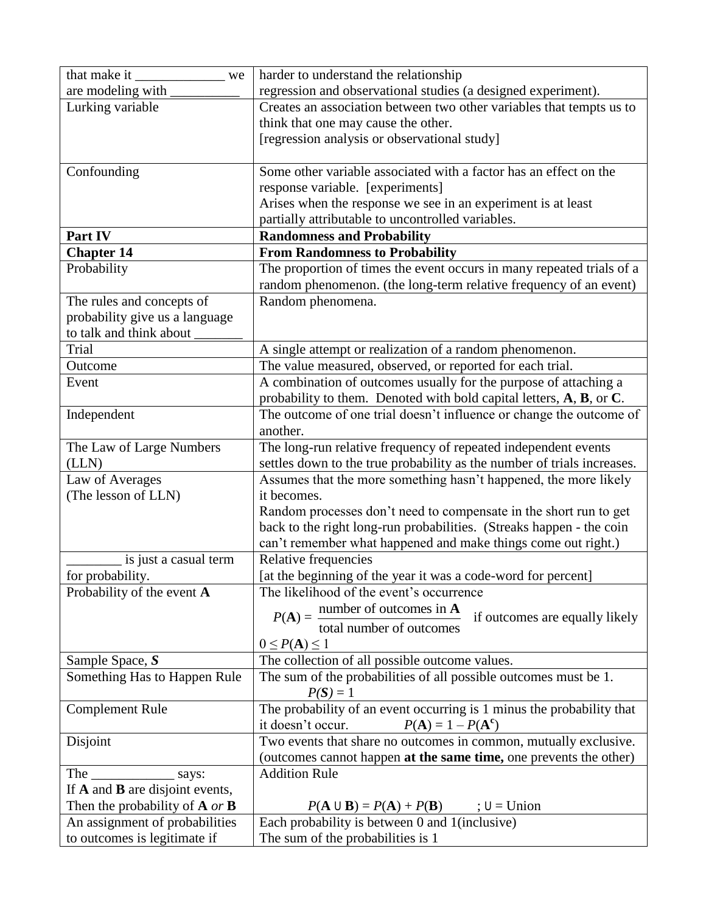| | |
|---|---|
| that make it _____________ we are modeling with __________ | harder to understand the relationship regression and observational studies (a designed experiment). |
| Lurking variable | Creates an association between two other variables that tempts us to think that one may cause the other. [regression analysis or observational study] |
| Confounding | Some other variable associated with a factor has an effect on the response variable. [experiments] Arises when the response we see in an experiment is at least partially attributable to uncontrolled variables. |
| **Part IV** | **Randomness and Probability** |
| **Chapter 14** | **From Randomness to Probability** |
| Probability | The proportion of times the event occurs in many repeated trials of a random phenomenon. (the long-term relative frequency of an event) |
| The rules and concepts of probability give us a language to talk and think about _______ | Random phenomena. |
| Trial | A single attempt or realization of a random phenomenon. |
| Outcome | The value measured, observed, or reported for each trial. |
| Event | A combination of outcomes usually for the purpose of attaching a probability to them. Denoted with bold capital letters, **A**, **B**, or **C**. |
| Independent | The outcome of one trial doesn't influence or change the outcome of another. |
| The Law of Large Numbers (LLN) | The long-run relative frequency of repeated independent events settles down to the true probability as the number of trials increases. |
| Law of Averages (The lesson of LLN) | Assumes that the more something hasn't happened, the more likely it becomes. Random processes don't need to compensate in the short run to get back to the right long-run probabilities. (Streaks happen - the coin can't remember what happened and make things come out right.) |
| ________ is just a casual term for probability. | Relative frequencies [at the beginning of the year it was a code-word for percent] |
| Probability of the event **A** | The likelihood of the event's occurrence $P(\mathbf{A}) = \dfrac{\text{number of outcomes in } \mathbf{A}}{\text{total number of outcomes}}$ if outcomes are equally likely $0 \leq P(\mathbf{A}) \leq 1$ |
| Sample Space, ***S*** | The collection of all possible outcome values. |
| Something Has to Happen Rule | The sum of the probabilities of all possible outcomes must be 1. $P(\boldsymbol{S}) = 1$ |
| Complement Rule | The probability of an event occurring is 1 minus the probability that it doesn't occur. $P(\mathbf{A}) = 1 - P(\mathbf{A}^c)$ |
| Disjoint | Two events that share no outcomes in common, mutually exclusive. (outcomes cannot happen **at the same time,** one prevents the other) |
| The ____________ says: If **A** and **B** are disjoint events, Then the probability of **A** *or* **B** | Addition Rule $P(\mathbf{A} \cup \mathbf{B}) = P(\mathbf{A}) + P(\mathbf{B})$ ; ∪ = Union |
| An assignment of probabilities to outcomes is legitimate if | Each probability is between 0 and 1(inclusive) The sum of the probabilities is 1 |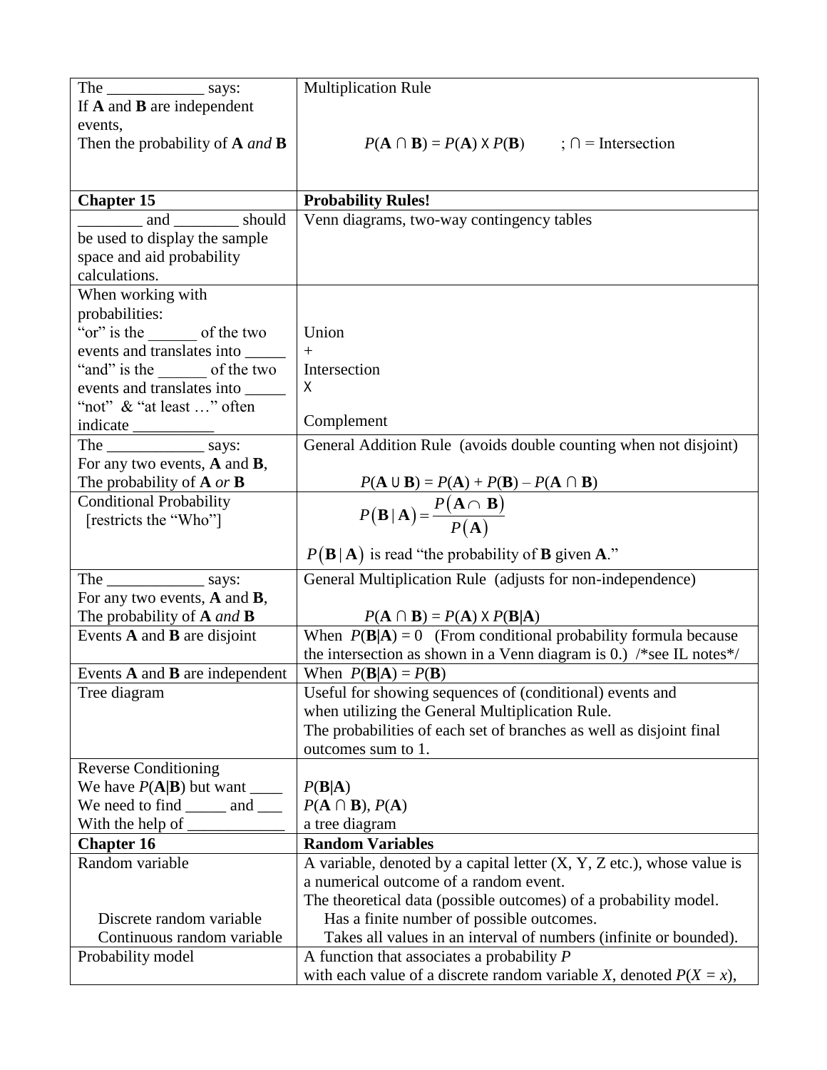| | |
|---|---|
| The ____________ says:<br>If **A** and **B** are independent events,<br>Then the probability of **A** *and* **B** | Multiplication Rule<br><br>$P(\mathbf{A} \cap \mathbf{B}) = P(\mathbf{A}) \times P(\mathbf{B})$ ; $\cap$ = Intersection |
| **Chapter 15** | **Probability Rules!** |
| ________ and ________ should be used to display the sample space and aid probability calculations. | Venn diagrams, two-way contingency tables |
| When working with probabilities:<br>"or" is the ______ of the two events and translates into _____<br>"and" is the ______ of the two events and translates into _____<br>"not" & "at least …" often indicate __________ | Union<br>+<br>Intersection<br>X<br><br>Complement |
| The ____________ says:<br>For any two events, **A** and **B**,<br>The probability of **A** *or* **B** | General Addition Rule (avoids double counting when not disjoint)<br><br>$P(\mathbf{A} \cup \mathbf{B}) = P(\mathbf{A}) + P(\mathbf{B}) - P(\mathbf{A} \cap \mathbf{B})$ |
| Conditional Probability<br>[restricts the "Who"] | $P(\mathbf{B} \mid \mathbf{A}) = \dfrac{P(\mathbf{A} \cap \mathbf{B})}{P(\mathbf{A})}$<br><br>$P(\mathbf{B} \mid \mathbf{A})$ is read "the probability of **B** given **A**." |
| The ____________ says:<br>For any two events, **A** and **B**,<br>The probability of **A** *and* **B** | General Multiplication Rule (adjusts for non-independence)<br><br>$P(\mathbf{A} \cap \mathbf{B}) = P(\mathbf{A}) \times P(\mathbf{B} \mid \mathbf{A})$ |
| Events **A** and **B** are disjoint | When $P(\mathbf{B} \mid \mathbf{A}) = 0$ (From conditional probability formula because the intersection as shown in a Venn diagram is 0.) /*see IL notes*/ |
| Events **A** and **B** are independent | When $P(\mathbf{B} \mid \mathbf{A}) = P(\mathbf{B})$ |
| Tree diagram | Useful for showing sequences of (conditional) events and when utilizing the General Multiplication Rule.<br>The probabilities of each set of branches as well as disjoint final outcomes sum to 1. |
| Reverse Conditioning<br>We have $P(\mathbf{A} \mid \mathbf{B})$ but want ____<br>We need to find _____ and ___<br>With the help of ____________ | <br>$P(\mathbf{B} \mid \mathbf{A})$<br>$P(\mathbf{A} \cap \mathbf{B})$, $P(\mathbf{A})$<br>a tree diagram |
| **Chapter 16** | **Random Variables** |
| Random variable<br><br><br>Discrete random variable<br>Continuous random variable | A variable, denoted by a capital letter (X, Y, Z etc.), whose value is a numerical outcome of a random event.<br>The theoretical data (possible outcomes) of a probability model.<br>Has a finite number of possible outcomes.<br>Takes all values in an interval of numbers (infinite or bounded). |
| Probability model | A function that associates a probability $P$ with each value of a discrete random variable $X$, denoted $P(X = x)$, |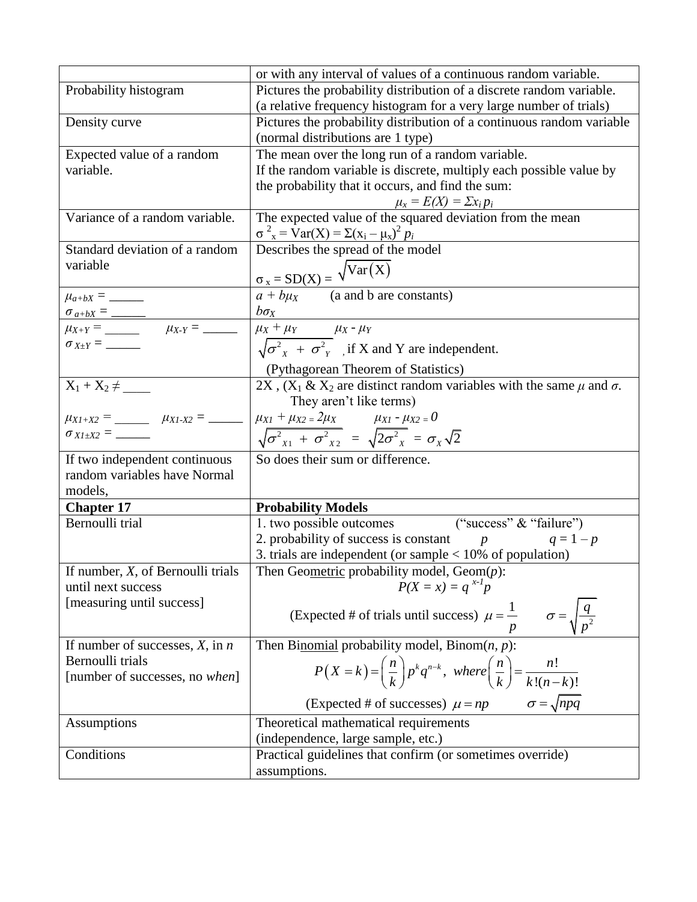| | |
|---|---|
| | or with any interval of values of a continuous random variable. |
| Probability histogram | Pictures the probability distribution of a discrete random variable. (a relative frequency histogram for a very large number of trials) |
| Density curve | Pictures the probability distribution of a continuous random variable (normal distributions are 1 type) |
| Expected value of a random variable. | The mean over the long run of a random variable. If the random variable is discrete, multiply each possible value by the probability that it occurs, and find the sum: $\mu_x = E(X) = \Sigma x_i p_i$ |
| Variance of a random variable. | The expected value of the squared deviation from the mean $\sigma^2_x = \text{Var}(X) = \Sigma(x_i - \mu_x)^2 p_i$ |
| Standard deviation of a random variable | Describes the spread of the model $\sigma_x = SD(X) = \sqrt{\text{Var}(X)}$ |
| $\mu_{a+bX}$ = ______ <br> $\sigma_{a+bX}$ = ______ | $a + b\mu_X$ (a and b are constants) <br> $b\sigma_X$ |
| $\mu_{X+Y}$ = ______ $\mu_{X-Y}$ = ______ <br> $\sigma_{X\pm Y}$ = ______ | $\mu_X + \mu_Y$ $\mu_X - \mu_Y$ <br> $\sqrt{\sigma^2_X + \sigma^2_Y}$ , if X and Y are independent. <br> (Pythagorean Theorem of Statistics) |
| $X_1 + X_2 \neq$ ____ <br> $\mu_{X1+X2}$ = ______ $\mu_{X1-X2}$ = ______ <br> $\sigma_{X1\pm X2}$ = ______ | 2X , ($X_1$ & $X_2$ are distinct random variables with the same $\mu$ and $\sigma$. They aren't like terms) <br> $\mu_{X1} + \mu_{X2} = 2\mu_X$ $\mu_{X1} - \mu_{X2} = 0$ <br> $\sqrt{\sigma^2_{X1} + \sigma^2_{X2}} = \sqrt{2\sigma^2_X} = \sigma_X\sqrt{2}$ |
| If two independent continuous random variables have Normal models, | So does their sum or difference. |
| **Chapter 17** | **Probability Models** |
| Bernoulli trial | 1. two possible outcomes ("success" & "failure") <br> 2. probability of success is constant $p$ $q = 1 - p$ <br> 3. trials are independent (or sample < 10% of population) |
| If number, $X$, of Bernoulli trials until next success [measuring until success] | Then Geometric probability model, Geom($p$): $P(X = x) = q^{x-1}p$ <br> (Expected # of trials until success) $\mu = \frac{1}{p}$ $\sigma = \sqrt{\frac{q}{p^2}}$ |
| If number of successes, $X$, in $n$ Bernoulli trials [number of successes, no *when*] | Then Binomial probability model, Binom($n$, $p$): $P(X = k) = \binom{n}{k} p^k q^{n-k}, \text{ where} \binom{n}{k} = \frac{n!}{k!(n-k)!}$ <br> (Expected # of successes) $\mu = np$ $\sigma = \sqrt{npq}$ |
| Assumptions | Theoretical mathematical requirements (independence, large sample, etc.) |
| Conditions | Practical guidelines that confirm (or sometimes override) assumptions. |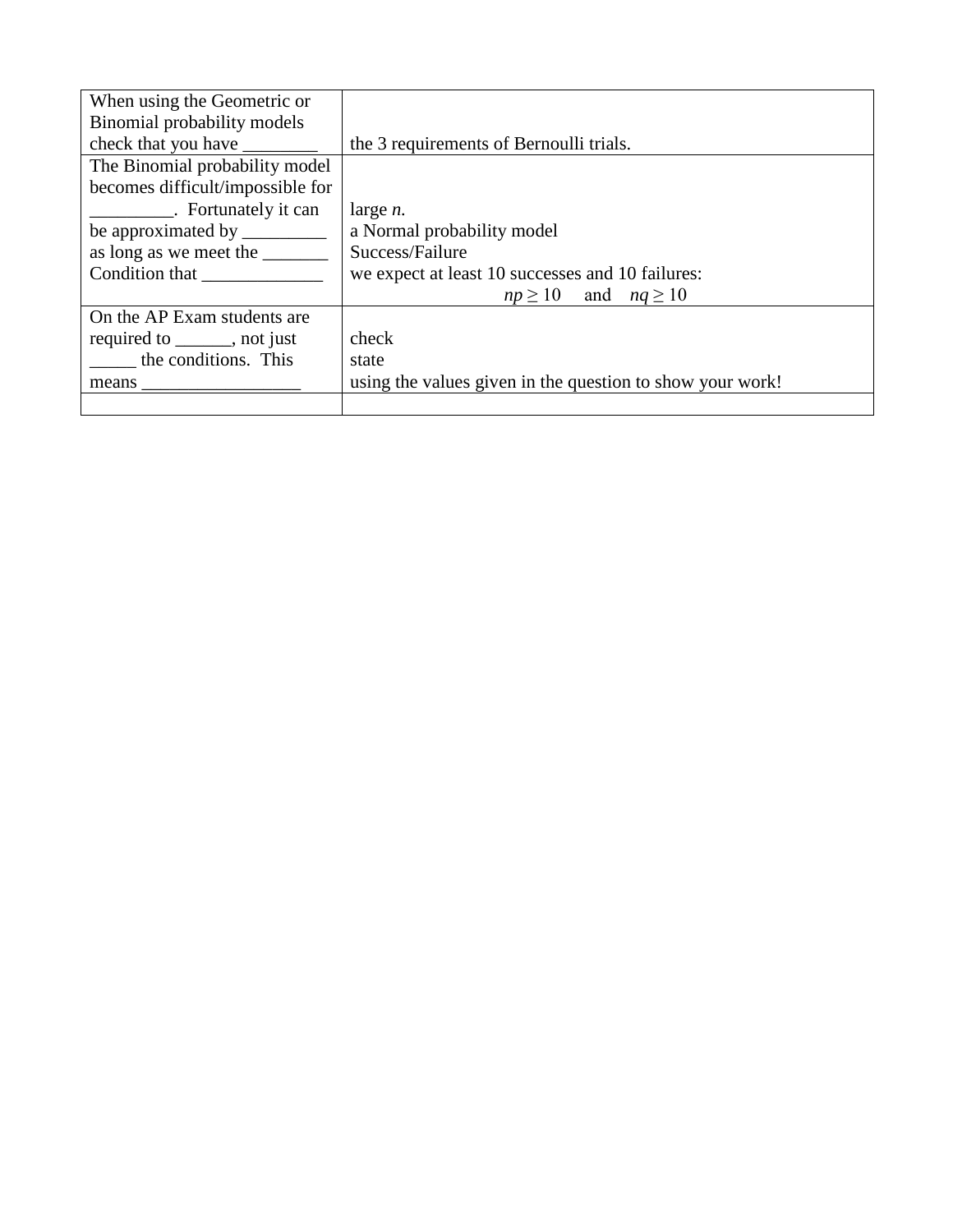| | |
|---|---|
| When using the Geometric or Binomial probability models check that you have ________ | the 3 requirements of Bernoulli trials. |
| The Binomial probability model becomes difficult/impossible for _________. Fortunately it can be approximated by _________ as long as we meet the _______ Condition that _____________ | large *n*.<br>a Normal probability model<br>Success/Failure<br>we expect at least 10 successes and 10 failures:<br>$np \geq 10$ and $nq \geq 10$ |
| On the AP Exam students are required to ______, not just _____ the conditions. This means _________________ | check<br>state<br>using the values given in the question to show your work! |
| | |